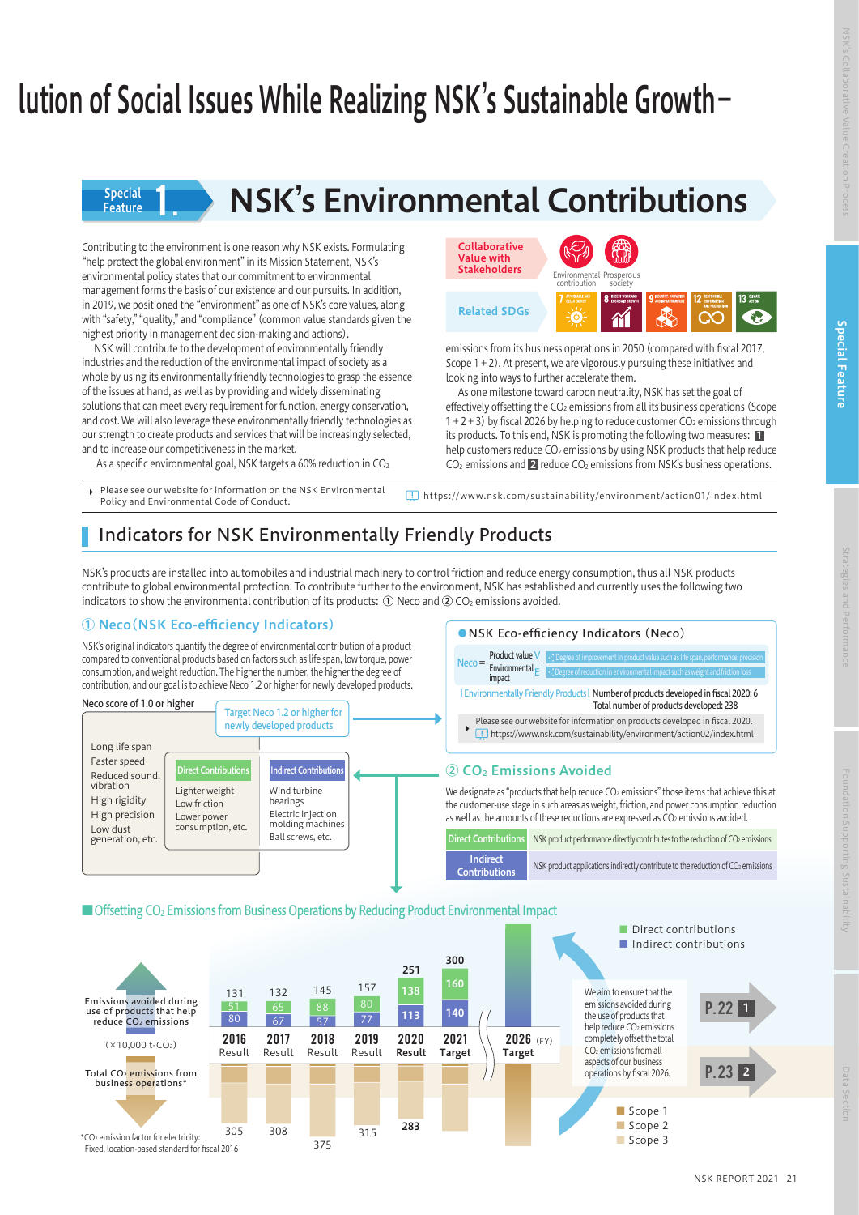# lution of Social Issues While Realizing NSK's Sustainable Growth–

## Special Feature 1. NSK's Environmental Contributions

Contributing to the environment is one reason why NSK exists. Formulating "help protect the global environment" in its Mission Statement, NSK's environmental policy states that our commitment to environmental management forms the basis of our existence and our pursuits. In addition, in 2019, we positioned the "environment" as one of NSK's core values, along with "safety," "quality," and "compliance" (common value standards given the highest priority in management decision-making and actions).

NSK will contribute to the development of environmentally friendly industries and the reduction of the environmental impact of society as a whole by using its environmentally friendly technologies to grasp the essence of the issues at hand, as well as by providing and widely disseminating solutions that can meet every requirement for function, energy conservation, and cost. We will also leverage these environmentally friendly technologies as our strength to create products and services that will be increasingly selected, and to increase our competitiveness in the market.

As a specific environmental goal, NSK targets a 60% reduction in $CO_2$ emissions from its business operations in 2050 (compared with fiscal 2017, Scope 1 + 2). At present, we are vigorously pursuing these initiatives and looking into ways to further accelerate them.

As one milestone toward carbon neutrality, NSK has set the goal of effectively offsetting the $CO_2$ emissions from all its business operations (Scope 1 + 2 + 3) by fiscal 2026 by helping to reduce customer $CO_2$ emissions through its products. To this end, NSK is promoting the following two measures: **1** help customers reduce $CO_2$ emissions by using NSK products that help reduce $CO_2$ emissions and **2** reduce $CO_2$ emissions from NSK's business operations.

Collaborative Value with Stakeholders: Environmental contribution, Prosperous society

Related SDGs: 7, 8, 9, 12, 13

- Please see our website for information on the NSK Environmental Policy and Environmental Code of Conduct. https://www.nsk.com/sustainability/environment/action01/index.html

## Indicators for NSK Environmentally Friendly Products

NSK's products are installed into automobiles and industrial machinery to control friction and reduce energy consumption, thus all NSK products contribute to global environmental protection. To contribute further to the environment, NSK has established and currently uses the following two indicators to show the environmental contribution of its products: ① Neco and ② $CO_2$ emissions avoided.

### ① Neco (NSK Eco-efficiency Indicators)

NSK's original indicators quantify the degree of environmental contribution of a product compared to conventional products based on factors such as life span, low torque, power consumption, and weight reduction. The higher the number, the higher the degree of contribution, and our goal is to achieve Neco 1.2 or higher for newly developed products.

Neco score of 1.0 or higher

Target Neco 1.2 or higher for newly developed products

Long life span
Faster speed
Reduced sound, vibration
High rigidity
High precision
Low dust generation, etc.

Direct Contributions: Lighter weight, Low friction, Lower power consumption, etc.

Indirect Contributions: Wind turbine bearings, Electric injection molding machines, Ball screws, etc.

#### ● NSK Eco-efficiency Indicators (Neco)

$$Neco = \frac{\text{Product value } V}{\text{Environmental impact } E}$$

V: Degree of improvement in product value such as life span, performance, precision
E: Degree of reduction in environmental impact such as weight and friction loss

[Environmentally Friendly Products] Number of products developed in fiscal 2020: 6
Total number of products developed: 238

- Please see our website for information on products developed in fiscal 2020. https://www.nsk.com/sustainability/environment/action02/index.html

### ② $CO_2$ Emissions Avoided

We designate as "products that help reduce $CO_2$ emissions" those items that achieve this at the customer-use stage in such areas as weight, friction, and power consumption reduction as well as the amounts of these reductions are expressed as $CO_2$ emissions avoided.

| | |
|---|---|
| Direct Contributions | NSK product performance directly contributes to the reduction of $CO_2$ emissions |
| Indirect Contributions | NSK product applications indirectly contribute to the reduction of $CO_2$ emissions |

### ■ Offsetting $CO_2$ Emissions from Business Operations by Reducing Product Environmental Impact

Emissions avoided during use of products that help reduce $CO_2$ emissions

(×10,000 t-$CO_2$)

Total $CO_2$ emissions from business operations*

2016 Result: 131 (51, 80); 305
2017 Result: 132 (65, 67); 308
2018 Result: 145 (88, 57); 375
2019 Result: 157 (80, 77); 315
2020 Result: 251 (138, 113); 283
2021 Target: 300 (160, 140)
2026 (FY) Target

■ Direct contributions
■ Indirect contributions

■ Scope 1
■ Scope 2
■ Scope 3

We aim to ensure that the emissions avoided during the use of products that help reduce $CO_2$ emissions completely offset the total $CO_2$ emissions from all aspects of our business operations by fiscal 2026.

P.22 **1**

P.23 **2**

*$CO_2$ emission factor for electricity: Fixed, location-based standard for fiscal 2016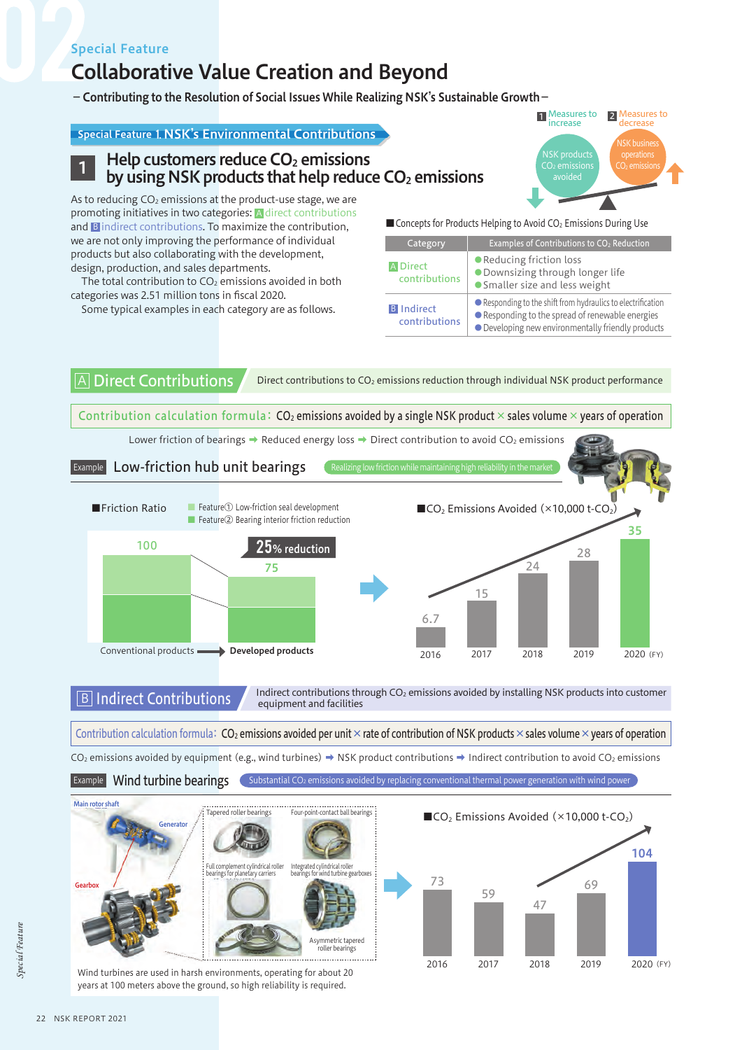## Special Feature

# Collaborative Value Creation and Beyond

**– Contributing to the Resolution of Social Issues While Realizing NSK's Sustainable Growth –**

## Special Feature 1. NSK's Environmental Contributions

### 1 Help customers reduce $CO_2$ emissions by using NSK products that help reduce $CO_2$ emissions

1 Measures to increase
2 Measures to decrease

NSK products $CO_2$ emissions avoided

NSK business operations $CO_2$ emissions

As to reducing $CO_2$ emissions at the product-use stage, we are promoting initiatives in two categories: A direct contributions and B indirect contributions. To maximize the contribution, we are not only improving the performance of individual products but also collaborating with the development, design, production, and sales departments.

The total contribution to $CO_2$ emissions avoided in both categories was 2.51 million tons in fiscal 2020.

Some typical examples in each category are as follows.

■Concepts for Products Helping to Avoid $CO_2$ Emissions During Use

| Category | Examples of Contributions to $CO_2$ Reduction |
|---|---|
| A Direct contributions | ●Reducing friction loss<br>●Downsizing through longer life<br>●Smaller size and less weight |
| B Indirect contributions | ●Responding to the shift from hydraulics to electrification<br>●Responding to the spread of renewable energies<br>●Developing new environmentally friendly products |

### A Direct Contributions

Direct contributions to $CO_2$ emissions reduction through individual NSK product performance

**Contribution calculation formula:** $CO_2$ emissions avoided by a single NSK product × sales volume × years of operation

Lower friction of bearings ➡ Reduced energy loss ➡ Direct contribution to avoid $CO_2$ emissions

**Example** Low-friction hub unit bearings — Realizing low friction while maintaining high reliability in the market

■Friction Ratio

Feature① Low-friction seal development
Feature② Bearing interior friction reduction

100
25% reduction
75
Conventional products ➡ Developed products

■$CO_2$ Emissions Avoided (×10,000 t-$CO_2$)

6.7
15
24
28
35
2016 2017 2018 2019 2020 (FY)

### B Indirect Contributions

Indirect contributions through $CO_2$ emissions avoided by installing NSK products into customer equipment and facilities

**Contribution calculation formula:** $CO_2$ emissions avoided per unit × rate of contribution of NSK products × sales volume × years of operation

$CO_2$ emissions avoided by equipment (e.g., wind turbines) ➡ NSK product contributions ➡ Indirect contribution to avoid $CO_2$ emissions

**Example** Wind turbine bearings — Substantial $CO_2$ emissions avoided by replacing conventional thermal power generation with wind power

Main rotor shaft
Generator
Gearbox
Tapered roller bearings
Four-point-contact ball bearings
Full complement cylindrical roller bearings for planetary carriers
Integrated cylindrical roller bearings for wind turbine gearboxes
Asymmetric tapered roller bearings

Wind turbines are used in harsh environments, operating for about 20 years at 100 meters above the ground, so high reliability is required.

■$CO_2$ Emissions Avoided (×10,000 t-$CO_2$)

73
59
47
69
104
2016 2017 2018 2019 2020 (FY)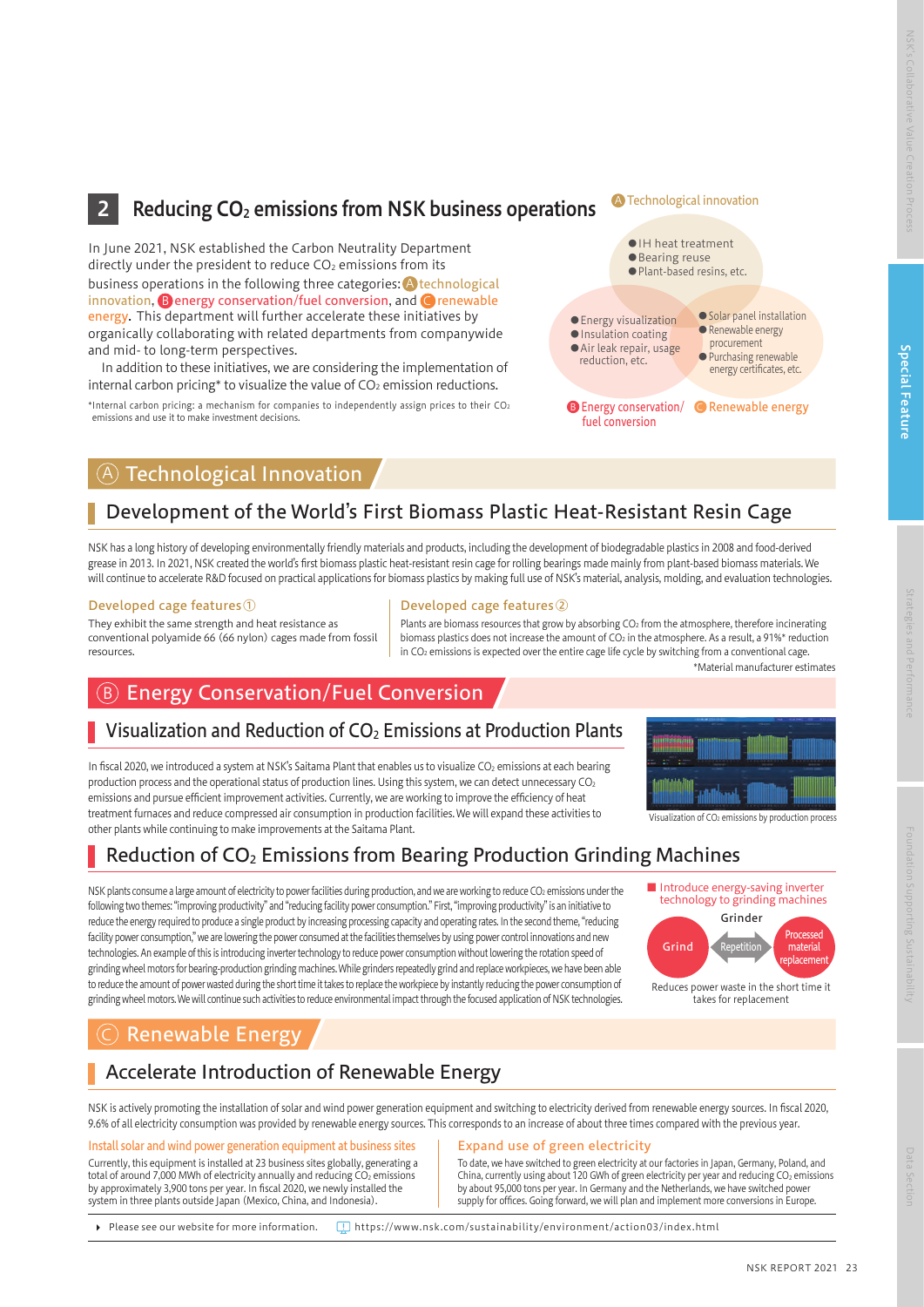## 2 Reducing $CO_2$ emissions from NSK business operations

In June 2021, NSK established the Carbon Neutrality Department directly under the president to reduce $CO_2$ emissions from its business operations in the following three categories: A technological innovation, B energy conservation/fuel conversion, and C renewable energy. This department will further accelerate these initiatives by organically collaborating with related departments from companywide and mid- to long-term perspectives.

In addition to these initiatives, we are considering the implementation of internal carbon pricing* to visualize the value of $CO_2$ emission reductions.

*Internal carbon pricing: a mechanism for companies to independently assign prices to their $CO_2$ emissions and use it to make investment decisions.

A Technological innovation
- IH heat treatment
- Bearing reuse
- Plant-based resins, etc.

B Energy conservation/fuel conversion
- Energy visualization
- Insulation coating
- Air leak repair, usage reduction, etc.

C Renewable energy
- Solar panel installation
- Renewable energy procurement
- Purchasing renewable energy certificates, etc.

## Ⓐ Technological Innovation

### Development of the World's First Biomass Plastic Heat-Resistant Resin Cage

NSK has a long history of developing environmentally friendly materials and products, including the development of biodegradable plastics in 2008 and food-derived grease in 2013. In 2021, NSK created the world's first biomass plastic heat-resistant resin cage for rolling bearings made mainly from plant-based biomass materials. We will continue to accelerate R&D focused on practical applications for biomass plastics by making full use of NSK's material, analysis, molding, and evaluation technologies.

**Developed cage features①**

They exhibit the same strength and heat resistance as conventional polyamide 66 (66 nylon) cages made from fossil resources.

**Developed cage features②**

Plants are biomass resources that grow by absorbing $CO_2$ from the atmosphere, therefore incinerating biomass plastics does not increase the amount of $CO_2$ in the atmosphere. As a result, a 91%* reduction in $CO_2$ emissions is expected over the entire cage life cycle by switching from a conventional cage.

*Material manufacturer estimates

## Ⓑ Energy Conservation/Fuel Conversion

### Visualization and Reduction of $CO_2$ Emissions at Production Plants

In fiscal 2020, we introduced a system at NSK's Saitama Plant that enables us to visualize $CO_2$ emissions at each bearing production process and the operational status of production lines. Using this system, we can detect unnecessary $CO_2$ emissions and pursue efficient improvement activities. Currently, we are working to improve the efficiency of heat treatment furnaces and reduce compressed air consumption in production facilities. We will expand these activities to other plants while continuing to make improvements at the Saitama Plant.

Visualization of $CO_2$ emissions by production process

### Reduction of $CO_2$ Emissions from Bearing Production Grinding Machines

NSK plants consume a large amount of electricity to power facilities during production, and we are working to reduce $CO_2$ emissions under the following two themes: "improving productivity" and "reducing facility power consumption." First, "improving productivity" is an initiative to reduce the energy required to produce a single product by increasing processing capacity and operating rates. In the second theme, "reducing facility power consumption," we are lowering the power consumed at the facilities themselves by using power control innovations and new technologies. An example of this is introducing inverter technology to reduce power consumption without lowering the rotation speed of grinding wheel motors for bearing-production grinding machines. While grinders repeatedly grind and replace workpieces, we have been able to reduce the amount of power wasted during the short time it takes to replace the workpiece by instantly reducing the power consumption of grinding wheel motors. We will continue such activities to reduce environmental impact through the focused application of NSK technologies.

■ Introduce energy-saving inverter technology to grinding machines

Grinder

Grind

Repetition

Processed material replacement

Reduces power waste in the short time it takes for replacement

## Ⓒ Renewable Energy

### Accelerate Introduction of Renewable Energy

NSK is actively promoting the installation of solar and wind power generation equipment and switching to electricity derived from renewable energy sources. In fiscal 2020, 9.6% of all electricity consumption was provided by renewable energy sources. This corresponds to an increase of about three times compared with the previous year.

**Install solar and wind power generation equipment at business sites**

Currently, this equipment is installed at 23 business sites globally, generating a total of around 7,000 MWh of electricity annually and reducing $CO_2$ emissions by approximately 3,900 tons per year. In fiscal 2020, we newly installed the system in three plants outside Japan (Mexico, China, and Indonesia).

**Expand use of green electricity**

To date, we have switched to green electricity at our factories in Japan, Germany, Poland, and China, currently using about 120 GWh of green electricity per year and reducing $CO_2$ emissions by about 95,000 tons per year. In Germany and the Netherlands, we have switched power supply for offices. Going forward, we will plan and implement more conversions in Europe.

‣ Please see our website for more information. https://www.nsk.com/sustainability/environment/action03/index.html